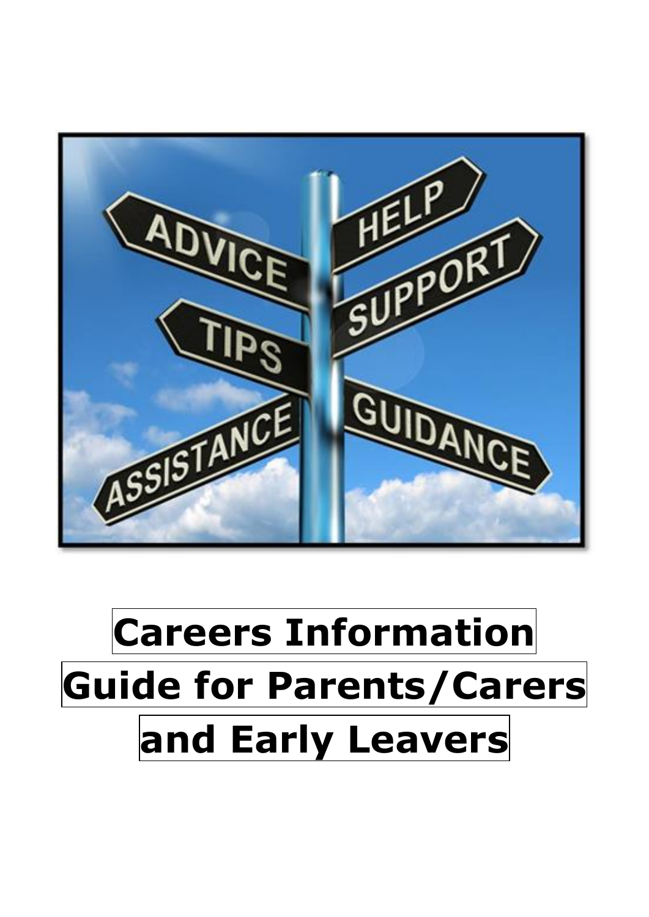# Careers Information Guide for Parents/Carers and Early Leavers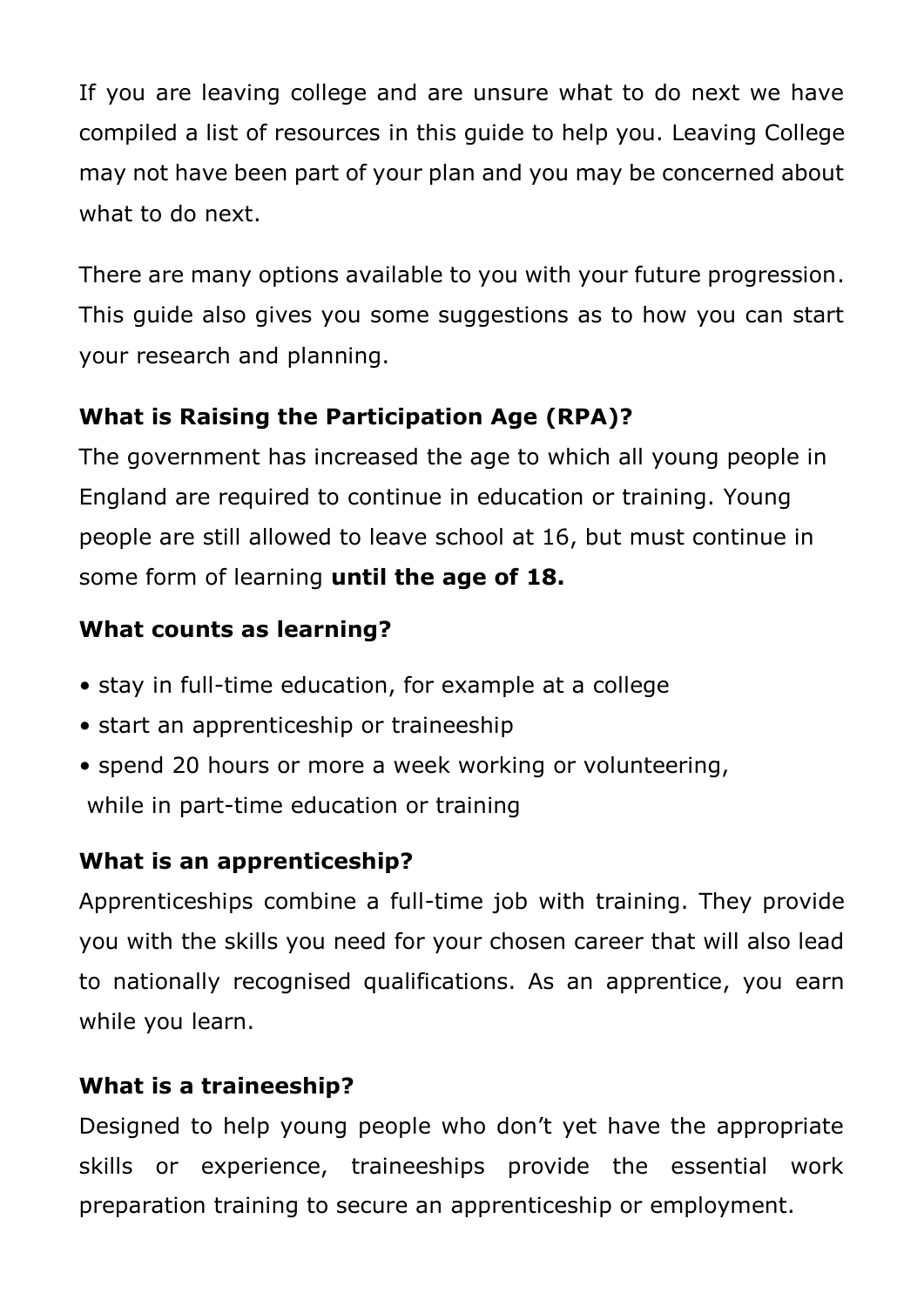If you are leaving college and are unsure what to do next we have compiled a list of resources in this guide to help you. Leaving College may not have been part of your plan and you may be concerned about what to do next.

There are many options available to you with your future progression. This guide also gives you some suggestions as to how you can start your research and planning.

**What is Raising the Participation Age (RPA)?**

The government has increased the age to which all young people in England are required to continue in education or training. Young people are still allowed to leave school at 16, but must continue in some form of learning **until the age of 18.**

**What counts as learning?**

- stay in full-time education, for example at a college
- start an apprenticeship or traineeship
- spend 20 hours or more a week working or volunteering, while in part-time education or training

**What is an apprenticeship?**

Apprenticeships combine a full-time job with training. They provide you with the skills you need for your chosen career that will also lead to nationally recognised qualifications. As an apprentice, you earn while you learn.

**What is a traineeship?**

Designed to help young people who don't yet have the appropriate skills or experience, traineeships provide the essential work preparation training to secure an apprenticeship or employment.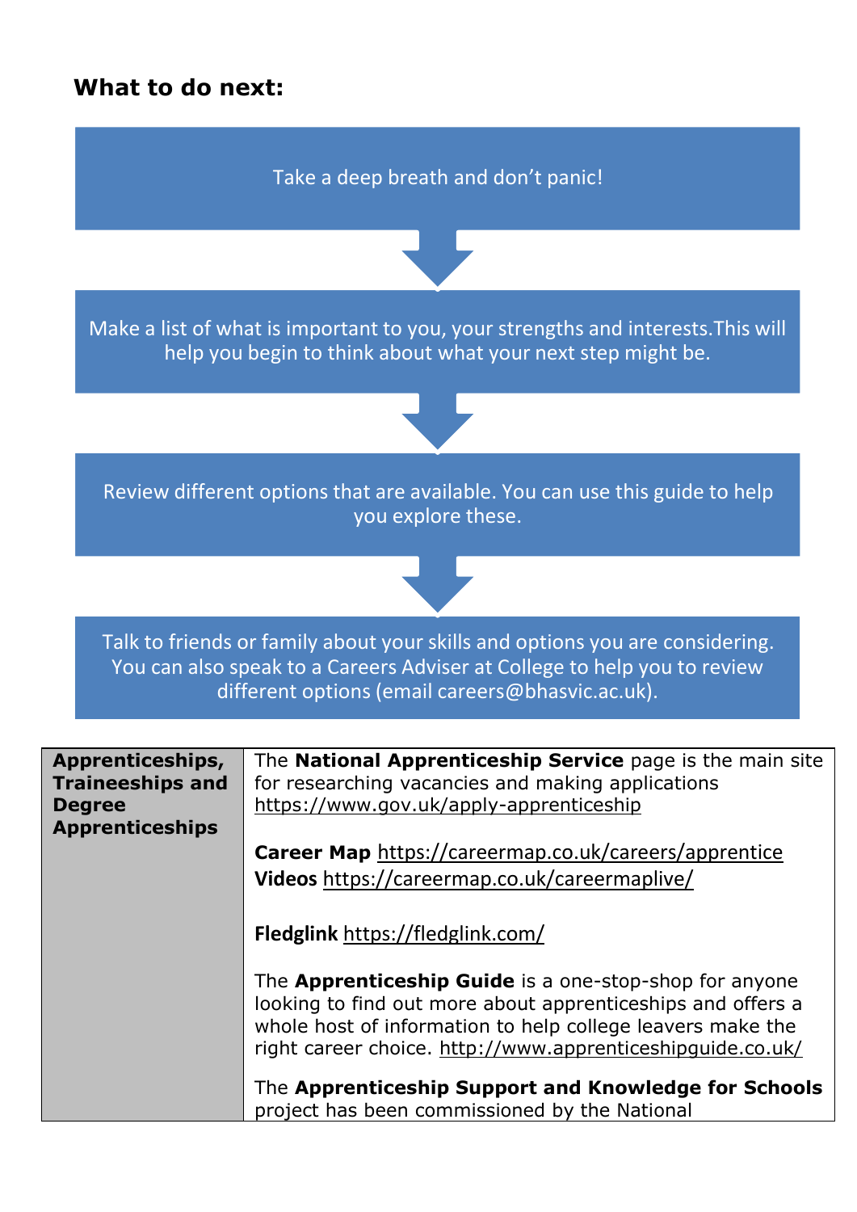## What to do next:

Take a deep breath and don't panic!

↓

Make a list of what is important to you, your strengths and interests.This will help you begin to think about what your next step might be.

↓

Review different options that are available. You can use this guide to help you explore these.

↓

Talk to friends or family about your skills and options you are considering. You can also speak to a Careers Adviser at College to help you to review different options (email careers@bhasvic.ac.uk).

| | |
|---|---|
| **Apprenticeships, Traineeships and Degree Apprenticeships** | The **National Apprenticeship Service** page is the main site for researching vacancies and making applications https://www.gov.uk/apply-apprenticeship<br><br>**Career Map** https://careermap.co.uk/careers/apprentice<br>**Videos** https://careermap.co.uk/careermaplive/<br><br>**Fledglink** https://fledglink.com/<br><br>The **Apprenticeship Guide** is a one-stop-shop for anyone looking to find out more about apprenticeships and offers a whole host of information to help college leavers make the right career choice. http://www.apprenticeshipguide.co.uk/<br><br>The **Apprenticeship Support and Knowledge for Schools** project has been commissioned by the National |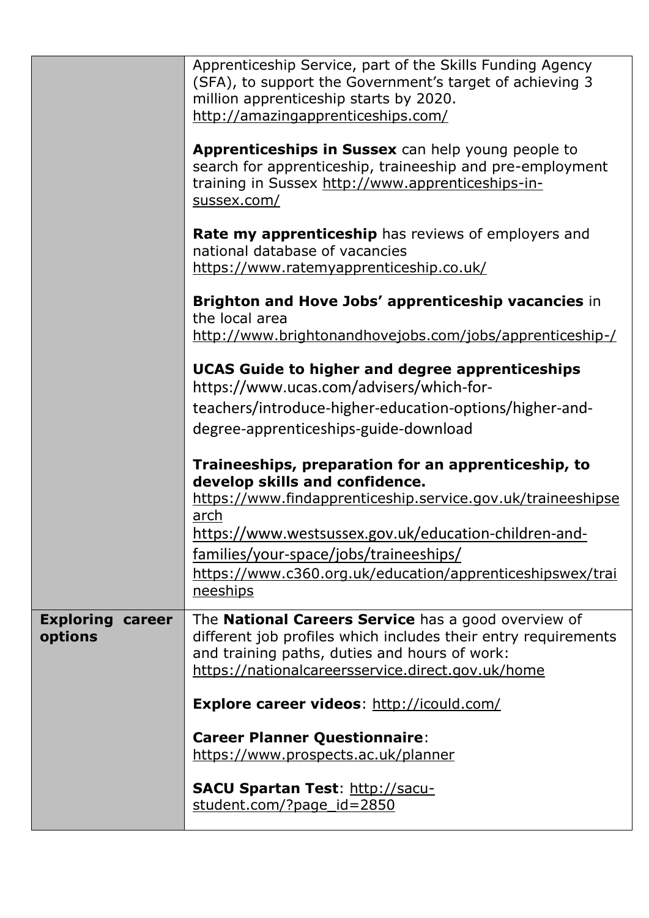| | |
|---|---|
| | Apprenticeship Service, part of the Skills Funding Agency (SFA), to support the Government's target of achieving 3 million apprenticeship starts by 2020. http://amazingapprenticeships.com/<br><br>**Apprenticeships in Sussex** can help young people to search for apprenticeship, traineeship and pre-employment training in Sussex http://www.apprenticeships-in-sussex.com/<br><br>**Rate my apprenticeship** has reviews of employers and national database of vacancies https://www.ratemyapprenticeship.co.uk/<br><br>**Brighton and Hove Jobs' apprenticeship vacancies** in the local area http://www.brightonandhovejobs.com/jobs/apprenticeship-/<br><br>**UCAS Guide to higher and degree apprenticeships** https://www.ucas.com/advisers/which-for-teachers/introduce-higher-education-options/higher-and-degree-apprenticeships-guide-download<br><br>**Traineeships, preparation for an apprenticeship, to develop skills and confidence.** https://www.findapprenticeship.service.gov.uk/traineeshipsearch https://www.westsussex.gov.uk/education-children-and-families/your-space/jobs/traineeships/ https://www.c360.org.uk/education/apprenticeshipswex/traineeships |
| **Exploring career options** | The **National Careers Service** has a good overview of different job profiles which includes their entry requirements and training paths, duties and hours of work: https://nationalcareersservice.direct.gov.uk/home<br><br>**Explore career videos**: http://icould.com/<br><br>**Career Planner Questionnaire**: https://www.prospects.ac.uk/planner<br><br>**SACU Spartan Test**: http://sacu-student.com/?page_id=2850 |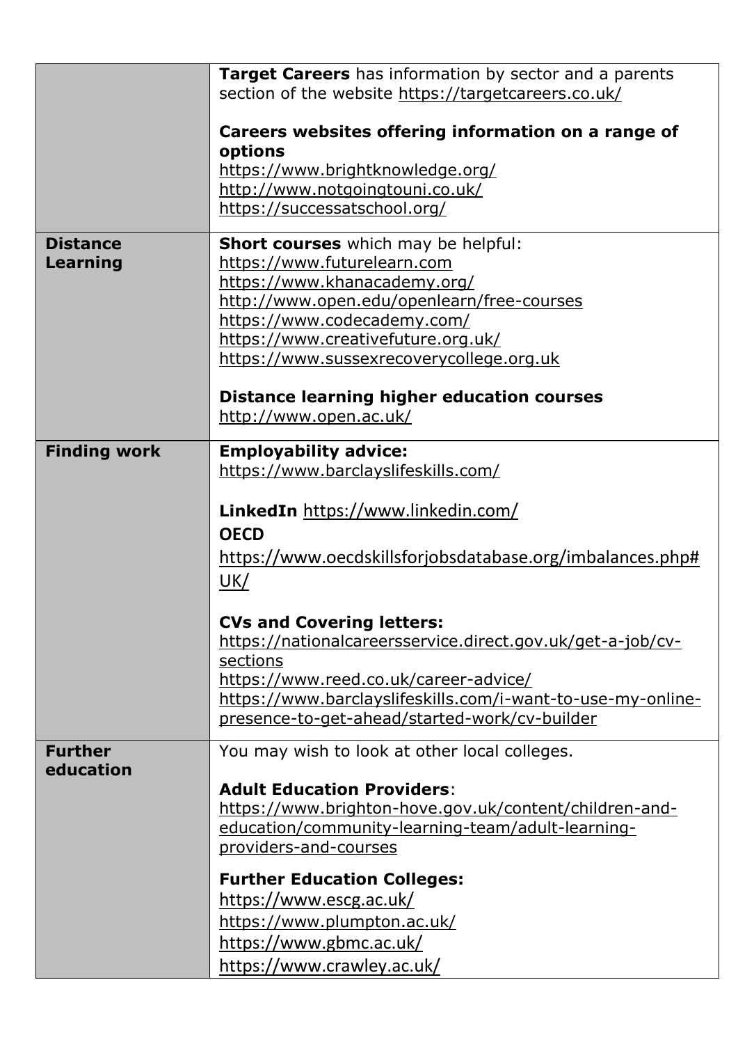| | |
|---|---|
| | **Target Careers** has information by sector and a parents section of the website https://targetcareers.co.uk/<br><br>**Careers websites offering information on a range of options**<br>https://www.brightknowledge.org/<br>http://www.notgoingtouni.co.uk/<br>https://successatschool.org/ |
| **Distance Learning** | **Short courses** which may be helpful:<br>https://www.futurelearn.com<br>https://www.khanacademy.org/<br>http://www.open.edu/openlearn/free-courses<br>https://www.codecademy.com/<br>https://www.creativefuture.org.uk/<br>https://www.sussexrecoverycollege.org.uk<br><br>**Distance learning higher education courses**<br>http://www.open.ac.uk/ |
| **Finding work** | **Employability advice:**<br>https://www.barclayslifeskills.com/<br><br>**LinkedIn** https://www.linkedin.com/<br>**OECD**<br>https://www.oecdskillsforjobsdatabase.org/imbalances.php#UK/<br><br>**CVs and Covering letters:**<br>https://nationalcareersservice.direct.gov.uk/get-a-job/cv-sections<br>https://www.reed.co.uk/career-advice/<br>https://www.barclayslifeskills.com/i-want-to-use-my-online-presence-to-get-ahead/started-work/cv-builder |
| **Further education** | You may wish to look at other local colleges.<br><br>**Adult Education Providers**:<br>https://www.brighton-hove.gov.uk/content/children-and-education/community-learning-team/adult-learning-providers-and-courses<br><br>**Further Education Colleges:**<br>https://www.escg.ac.uk/<br>https://www.plumpton.ac.uk/<br>https://www.gbmc.ac.uk/<br>https://www.crawley.ac.uk/ |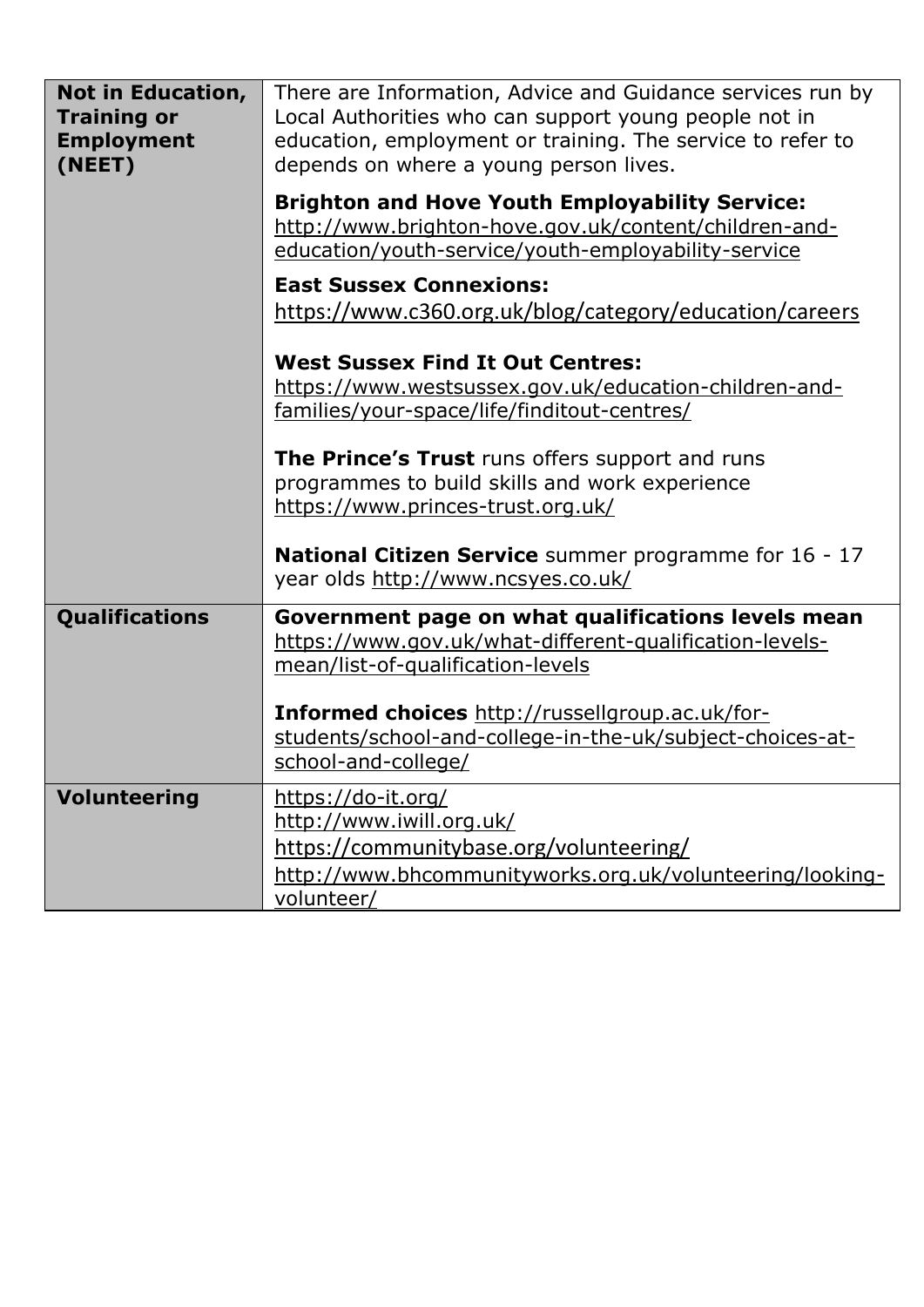| | |
|---|---|
| **Not in Education, Training or Employment (NEET)** | There are Information, Advice and Guidance services run by Local Authorities who can support young people not in education, employment or training. The service to refer to depends on where a young person lives.<br><br>**Brighton and Hove Youth Employability Service:** http://www.brighton-hove.gov.uk/content/children-and-education/youth-service/youth-employability-service<br><br>**East Sussex Connexions:** https://www.c360.org.uk/blog/category/education/careers<br><br>**West Sussex Find It Out Centres:** https://www.westsussex.gov.uk/education-children-and-families/your-space/life/finditout-centres/<br><br>**The Prince's Trust** runs offers support and runs programmes to build skills and work experience https://www.princes-trust.org.uk/<br><br>**National Citizen Service** summer programme for 16 - 17 year olds http://www.ncsyes.co.uk/ |
| **Qualifications** | **Government page on what qualifications levels mean** https://www.gov.uk/what-different-qualification-levels-mean/list-of-qualification-levels<br><br>**Informed choices** http://russellgroup.ac.uk/for-students/school-and-college-in-the-uk/subject-choices-at-school-and-college/ |
| **Volunteering** | https://do-it.org/<br>http://www.iwill.org.uk/<br>https://communitybase.org/volunteering/<br>http://www.bhcommunityworks.org.uk/volunteering/looking-volunteer/ |